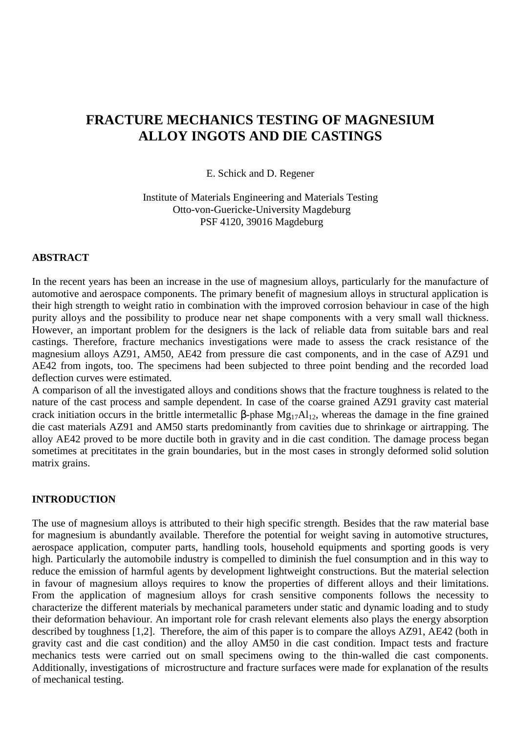# FRACTURE MECHANICS TESTING OF MAGNESIUM ALLOY INGOTS AND DIE CASTINGS

E. Schick and D. Regener

Institute of Materials Engineering and Materials Testing
Otto-von-Guericke-University Magdeburg
PSF 4120, 39016 Magdeburg

## ABSTRACT

In the recent years has been an increase in the use of magnesium alloys, particularly for the manufacture of automotive and aerospace components. The primary benefit of magnesium alloys in structural application is their high strength to weight ratio in combination with the improved corrosion behaviour in case of the high purity alloys and the possibility to produce near net shape components with a very small wall thickness. However, an important problem for the designers is the lack of reliable data from suitable bars and real castings. Therefore, fracture mechanics investigations were made to assess the crack resistance of the magnesium alloys AZ91, AM50, AE42 from pressure die cast components, and in the case of AZ91 und AE42 from ingots, too. The specimens had been subjected to three point bending and the recorded load deflection curves were estimated.

A comparison of all the investigated alloys and conditions shows that the fracture toughness is related to the nature of the cast process and sample dependent. In case of the coarse grained AZ91 gravity cast material crack initiation occurs in the brittle intermetallic β-phase $Mg_{17}Al_{12}$, whereas the damage in the fine grained die cast materials AZ91 and AM50 starts predominantly from cavities due to shrinkage or airtrapping. The alloy AE42 proved to be more ductile both in gravity and in die cast condition. The damage process began sometimes at precititates in the grain boundaries, but in the most cases in strongly deformed solid solution matrix grains.

## INTRODUCTION

The use of magnesium alloys is attributed to their high specific strength. Besides that the raw material base for magnesium is abundantly available. Therefore the potential for weight saving in automotive structures, aerospace application, computer parts, handling tools, household equipments and sporting goods is very high. Particularly the automobile industry is compelled to diminish the fuel consumption and in this way to reduce the emission of harmful agents by development lightweight constructions. But the material selection in favour of magnesium alloys requires to know the properties of different alloys and their limitations. From the application of magnesium alloys for crash sensitive components follows the necessity to characterize the different materials by mechanical parameters under static and dynamic loading and to study their deformation behaviour. An important role for crash relevant elements also plays the energy absorption described by toughness [1,2]. Therefore, the aim of this paper is to compare the alloys AZ91, AE42 (both in gravity cast and die cast condition) and the alloy AM50 in die cast condition. Impact tests and fracture mechanics tests were carried out on small specimens owing to the thin-walled die cast components. Additionally, investigations of microstructure and fracture surfaces were made for explanation of the results of mechanical testing.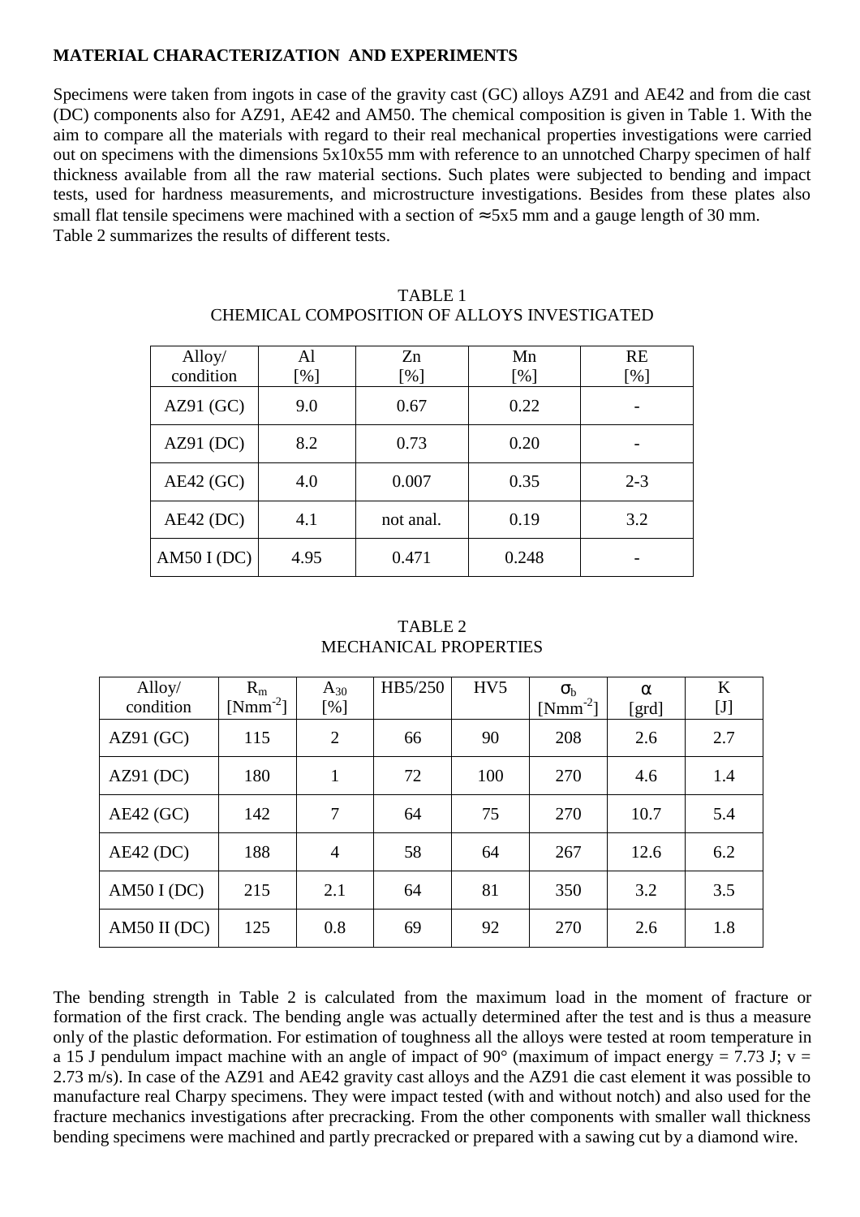## MATERIAL CHARACTERIZATION AND EXPERIMENTS

Specimens were taken from ingots in case of the gravity cast (GC) alloys AZ91 and AE42 and from die cast (DC) components also for AZ91, AE42 and AM50. The chemical composition is given in Table 1. With the aim to compare all the materials with regard to their real mechanical properties investigations were carried out on specimens with the dimensions 5x10x55 mm with reference to an unnotched Charpy specimen of half thickness available from all the raw material sections. Such plates were subjected to bending and impact tests, used for hardness measurements, and microstructure investigations. Besides from these plates also small flat tensile specimens were machined with a section of ≈5x5 mm and a gauge length of 30 mm.
Table 2 summarizes the results of different tests.

TABLE 1
CHEMICAL COMPOSITION OF ALLOYS INVESTIGATED

| Alloy/ condition | Al [%] | Zn [%] | Mn [%] | RE [%] |
|---|---|---|---|---|
| AZ91 (GC) | 9.0 | 0.67 | 0.22 | - |
| AZ91 (DC) | 8.2 | 0.73 | 0.20 | - |
| AE42 (GC) | 4.0 | 0.007 | 0.35 | 2-3 |
| AE42 (DC) | 4.1 | not anal. | 0.19 | 3.2 |
| AM50 I (DC) | 4.95 | 0.471 | 0.248 | - |

TABLE 2
MECHANICAL PROPERTIES

| Alloy/ condition | $R_m$ [$Nmm^{-2}$] | $A_{30}$ [%] | HB5/250 | HV5 | $\sigma_b$ [$Nmm^{-2}$] | $\alpha$ [grd] | K [J] |
|---|---|---|---|---|---|---|---|
| AZ91 (GC) | 115 | 2 | 66 | 90 | 208 | 2.6 | 2.7 |
| AZ91 (DC) | 180 | 1 | 72 | 100 | 270 | 4.6 | 1.4 |
| AE42 (GC) | 142 | 7 | 64 | 75 | 270 | 10.7 | 5.4 |
| AE42 (DC) | 188 | 4 | 58 | 64 | 267 | 12.6 | 6.2 |
| AM50 I (DC) | 215 | 2.1 | 64 | 81 | 350 | 3.2 | 3.5 |
| AM50 II (DC) | 125 | 0.8 | 69 | 92 | 270 | 2.6 | 1.8 |

The bending strength in Table 2 is calculated from the maximum load in the moment of fracture or formation of the first crack. The bending angle was actually determined after the test and is thus a measure only of the plastic deformation. For estimation of toughness all the alloys were tested at room temperature in a 15 J pendulum impact machine with an angle of impact of 90° (maximum of impact energy = 7.73 J; v = 2.73 m/s). In case of the AZ91 and AE42 gravity cast alloys and the AZ91 die cast element it was possible to manufacture real Charpy specimens. They were impact tested (with and without notch) and also used for the fracture mechanics investigations after precracking. From the other components with smaller wall thickness bending specimens were machined and partly precracked or prepared with a sawing cut by a diamond wire.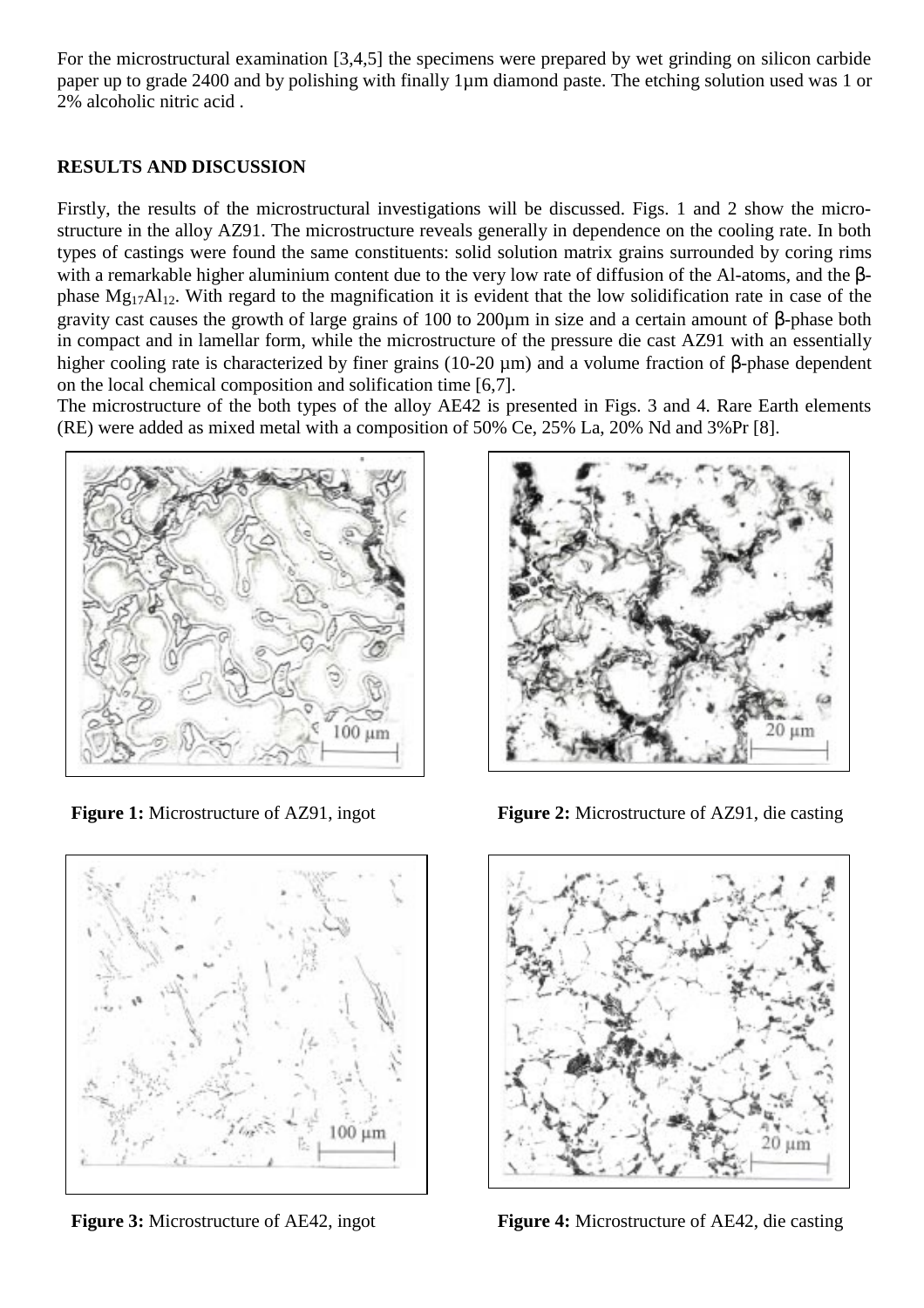For the microstructural examination [3,4,5] the specimens were prepared by wet grinding on silicon carbide paper up to grade 2400 and by polishing with finally 1µm diamond paste. The etching solution used was 1 or 2% alcoholic nitric acid .

## RESULTS AND DISCUSSION

Firstly, the results of the microstructural investigations will be discussed. Figs. 1 and 2 show the microstructure in the alloy AZ91. The microstructure reveals generally in dependence on the cooling rate. In both types of castings were found the same constituents: solid solution matrix grains surrounded by coring rims with a remarkable higher aluminium content due to the very low rate of diffusion of the Al-atoms, and the β-phase $Mg_{17}Al_{12}$. With regard to the magnification it is evident that the low solidification rate in case of the gravity cast causes the growth of large grains of 100 to 200µm in size and a certain amount of β-phase both in compact and in lamellar form, while the microstructure of the pressure die cast AZ91 with an essentially higher cooling rate is characterized by finer grains (10-20 µm) and a volume fraction of β-phase dependent on the local chemical composition and solification time [6,7].

The microstructure of the both types of the alloy AE42 is presented in Figs. 3 and 4. Rare Earth elements (RE) were added as mixed metal with a composition of 50% Ce, 25% La, 20% Nd and 3%Pr [8].

**Figure 1:** Microstructure of AZ91, ingot

**Figure 2:** Microstructure of AZ91, die casting

**Figure 3:** Microstructure of AE42, ingot

**Figure 4:** Microstructure of AE42, die casting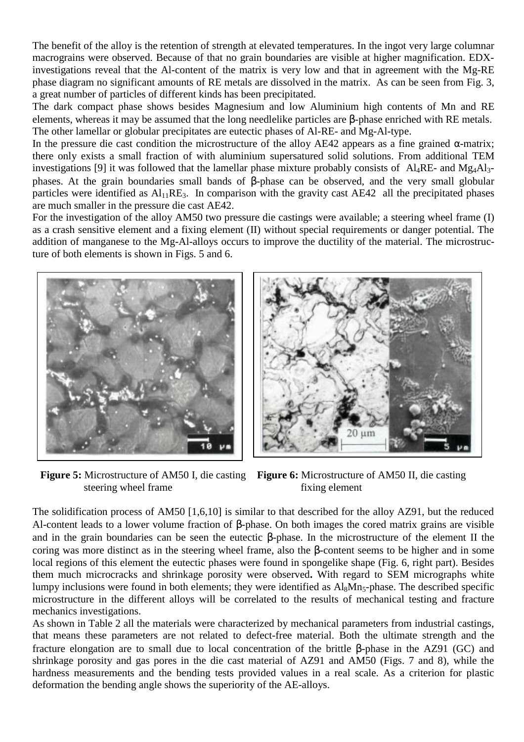The benefit of the alloy is the retention of strength at elevated temperatures. In the ingot very large columnar macrograins were observed. Because of that no grain boundaries are visible at higher magnification. EDX-investigations reveal that the Al-content of the matrix is very low and that in agreement with the Mg-RE phase diagram no significant amounts of RE metals are dissolved in the matrix. As can be seen from Fig. 3, a great number of particles of different kinds has been precipitated.

The dark compact phase shows besides Magnesium and low Aluminium high contents of Mn and RE elements, whereas it may be assumed that the long needlelike particles are β-phase enriched with RE metals. The other lamellar or globular precipitates are eutectic phases of Al-RE- and Mg-Al-type.

In the pressure die cast condition the microstructure of the alloy AE42 appears as a fine grained α-matrix; there only exists a small fraction of with aluminium supersatured solid solutions. From additional TEM investigations [9] it was followed that the lamellar phase mixture probably consists of $Al_4RE$- and $Mg_4Al_3$-phases. At the grain boundaries small bands of β-phase can be observed, and the very small globular particles were identified as $Al_{11}RE_3$. In comparison with the gravity cast AE42 all the precipitated phases are much smaller in the pressure die cast AE42.

For the investigation of the alloy AM50 two pressure die castings were available; a steering wheel frame (I) as a crash sensitive element and a fixing element (II) without special requirements or danger potential. The addition of manganese to the Mg-Al-alloys occurs to improve the ductility of the material. The microstructure of both elements is shown in Figs. 5 and 6.

**Figure 5:** Microstructure of AM50 I, die casting steering wheel frame

**Figure 6:** Microstructure of AM50 II, die casting fixing element

The solidification process of AM50 [1,6,10] is similar to that described for the alloy AZ91, but the reduced Al-content leads to a lower volume fraction of β-phase. On both images the cored matrix grains are visible and in the grain boundaries can be seen the eutectic β-phase. In the microstructure of the element II the coring was more distinct as in the steering wheel frame, also the β-content seems to be higher and in some local regions of this element the eutectic phases were found in spongelike shape (Fig. 6, right part). Besides them much microcracks and shrinkage porosity were observed**.** With regard to SEM micrographs white lumpy inclusions were found in both elements; they were identified as $Al_8Mn_5$-phase. The described specific microstructure in the different alloys will be correlated to the results of mechanical testing and fracture mechanics investigations.

As shown in Table 2 all the materials were characterized by mechanical parameters from industrial castings, that means these parameters are not related to defect-free material. Both the ultimate strength and the fracture elongation are to small due to local concentration of the brittle β-phase in the AZ91 (GC) and shrinkage porosity and gas pores in the die cast material of AZ91 and AM50 (Figs. 7 and 8), while the hardness measurements and the bending tests provided values in a real scale. As a criterion for plastic deformation the bending angle shows the superiority of the AE-alloys.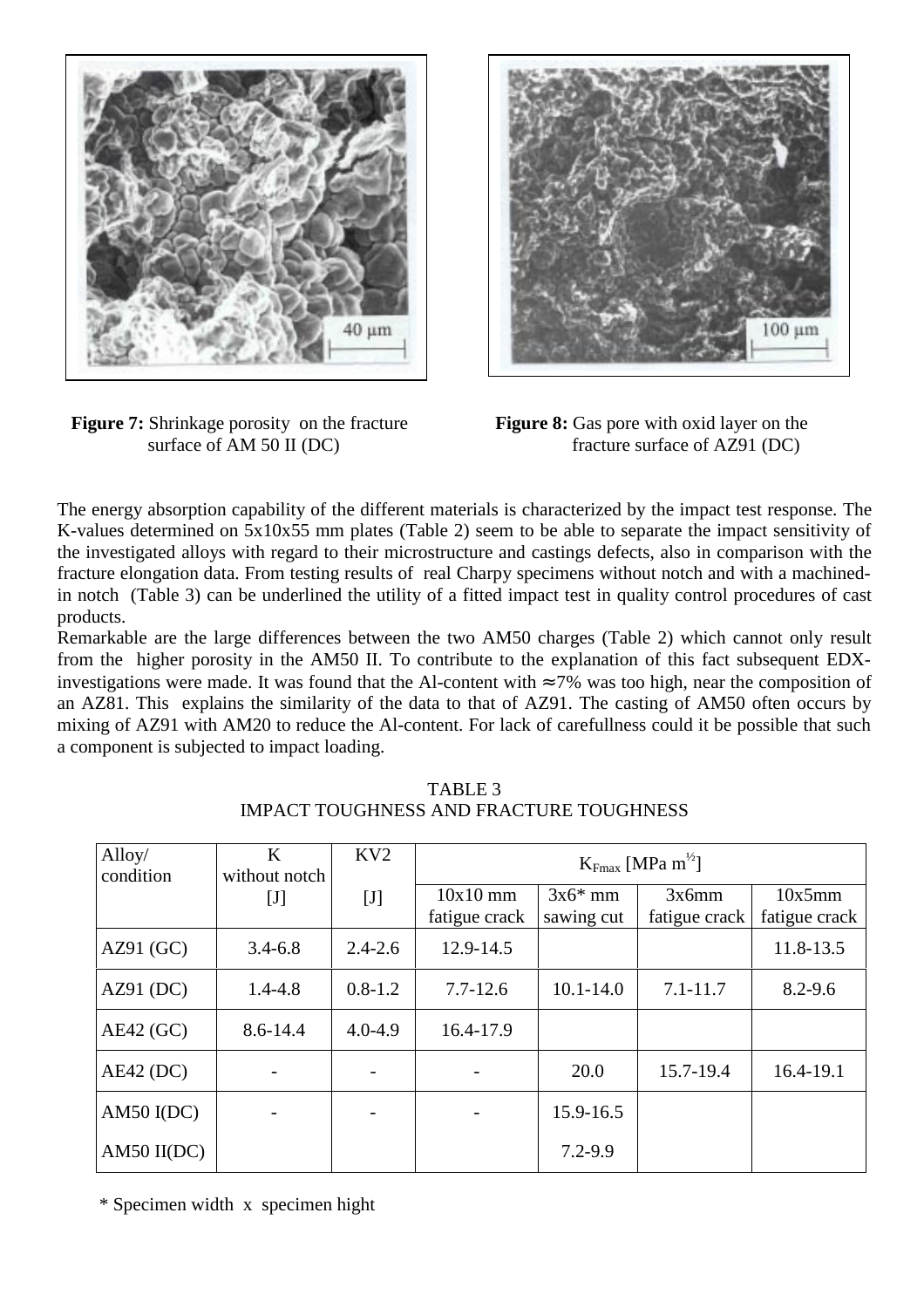**Figure 7:** Shrinkage porosity on the fracture surface of AM 50 II (DC)

**Figure 8:** Gas pore with oxid layer on the fracture surface of AZ91 (DC)

The energy absorption capability of the different materials is characterized by the impact test response. The K-values determined on 5x10x55 mm plates (Table 2) seem to be able to separate the impact sensitivity of the investigated alloys with regard to their microstructure and castings defects, also in comparison with the fracture elongation data. From testing results of real Charpy specimens without notch and with a machined-in notch (Table 3) can be underlined the utility of a fitted impact test in quality control procedures of cast products.

Remarkable are the large differences between the two AM50 charges (Table 2) which cannot only result from the higher porosity in the AM50 II. To contribute to the explanation of this fact subsequent EDX-investigations were made. It was found that the Al-content with ≈7% was too high, near the composition of an AZ81. This explains the similarity of the data to that of AZ91. The casting of AM50 often occurs by mixing of AZ91 with AM20 to reduce the Al-content. For lack of carefullness could it be possible that such a component is subjected to impact loading.

TABLE 3
IMPACT TOUGHNESS AND FRACTURE TOUGHNESS

| Alloy/ condition | K without notch [J] | KV2 [J] | $K_{Fmax}$ [MPa $m^{½}$] | | | |
|---|---|---|---|---|---|---|
| | | | 10x10 mm fatigue crack | 3x6* mm sawing cut | 3x6mm fatigue crack | 10x5mm fatigue crack |
| AZ91 (GC) | 3.4-6.8 | 2.4-2.6 | 12.9-14.5 | | | 11.8-13.5 |
| AZ91 (DC) | 1.4-4.8 | 0.8-1.2 | 7.7-12.6 | 10.1-14.0 | 7.1-11.7 | 8.2-9.6 |
| AE42 (GC) | 8.6-14.4 | 4.0-4.9 | 16.4-17.9 | | | |
| AE42 (DC) | - | - | - | 20.0 | 15.7-19.4 | 16.4-19.1 |
| AM50 I(DC) | - | - | - | 15.9-16.5 | | |
| AM50 II(DC) | | | | 7.2-9.9 | | |

\* Specimen width x specimen hight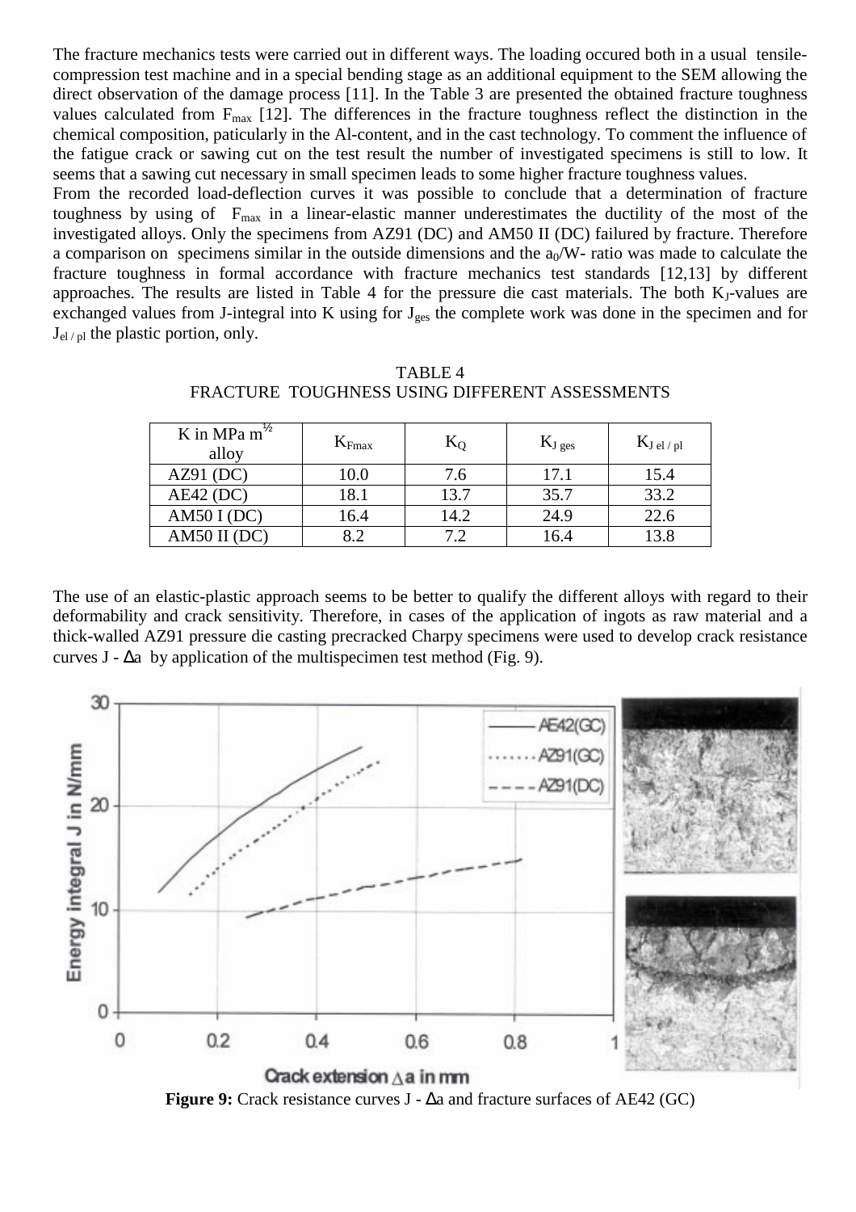The fracture mechanics tests were carried out in different ways. The loading occured both in a usual tensile-compression test machine and in a special bending stage as an additional equipment to the SEM allowing the direct observation of the damage process [11]. In the Table 3 are presented the obtained fracture toughness values calculated from $F_{max}$ [12]. The differences in the fracture toughness reflect the distinction in the chemical composition, paticularly in the Al-content, and in the cast technology. To comment the influence of the fatigue crack or sawing cut on the test result the number of investigated specimens is still to low. It seems that a sawing cut necessary in small specimen leads to some higher fracture toughness values.

From the recorded load-deflection curves it was possible to conclude that a determination of fracture toughness by using of $F_{max}$ in a linear-elastic manner underestimates the ductility of the most of the investigated alloys. Only the specimens from AZ91 (DC) and AM50 II (DC) failured by fracture. Therefore a comparison on specimens similar in the outside dimensions and the $a_0/W$- ratio was made to calculate the fracture toughness in formal accordance with fracture mechanics test standards [12,13] by different approaches. The results are listed in Table 4 for the pressure die cast materials. The both $K_J$-values are exchanged values from J-integral into K using for $J_{ges}$ the complete work was done in the specimen and for $J_{el\,/\,pl}$ the plastic portion, only.

TABLE 4
FRACTURE TOUGHNESS USING DIFFERENT ASSESSMENTS

| K in MPa $m^{1/2}$ alloy | $K_{Fmax}$ | $K_Q$ | $K_{J\,ges}$ | $K_{J\,el\,/\,pl}$ |
|---|---|---|---|---|
| AZ91 (DC) | 10.0 | 7.6 | 17.1 | 15.4 |
| AE42 (DC) | 18.1 | 13.7 | 35.7 | 33.2 |
| AM50 I (DC) | 16.4 | 14.2 | 24.9 | 22.6 |
| AM50 II (DC) | 8.2 | 7.2 | 16.4 | 13.8 |

The use of an elastic-plastic approach seems to be better to qualify the different alloys with regard to their deformability and crack sensitivity. Therefore, in cases of the application of ingots as raw material and a thick-walled AZ91 pressure die casting precracked Charpy specimens were used to develop crack resistance curves J - $\Delta$a by application of the multispecimen test method (Fig. 9).

**Figure 9:** Crack resistance curves J - $\Delta$a and fracture surfaces of AE42 (GC)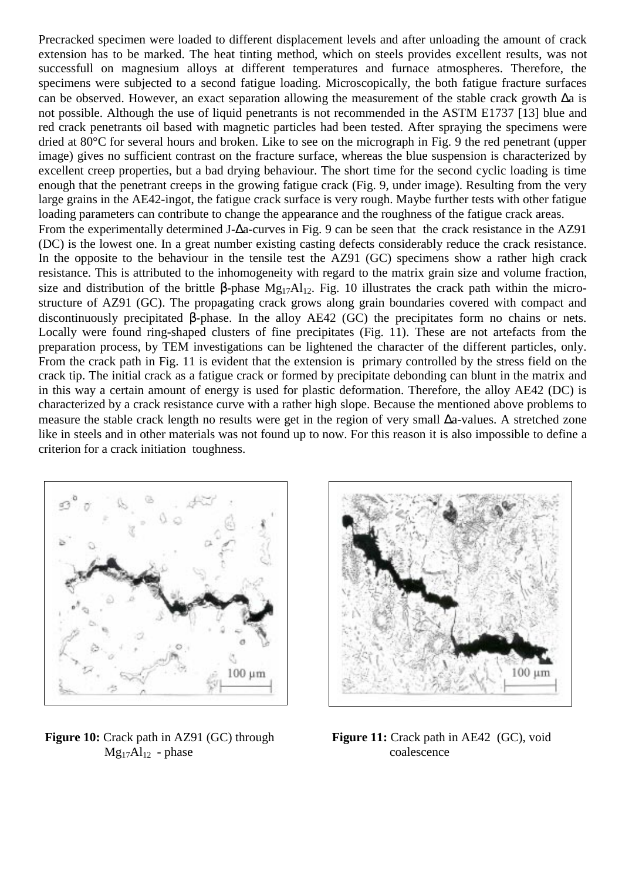Precracked specimen were loaded to different displacement levels and after unloading the amount of crack extension has to be marked. The heat tinting method, which on steels provides excellent results, was not successfull on magnesium alloys at different temperatures and furnace atmospheres. Therefore, the specimens were subjected to a second fatigue loading. Microscopically, the both fatigue fracture surfaces can be observed. However, an exact separation allowing the measurement of the stable crack growth $\Delta a$ is not possible. Although the use of liquid penetrants is not recommended in the ASTM E1737 [13] blue and red crack penetrants oil based with magnetic particles had been tested. After spraying the specimens were dried at 80°C for several hours and broken. Like to see on the micrograph in Fig. 9 the red penetrant (upper image) gives no sufficient contrast on the fracture surface, whereas the blue suspension is characterized by excellent creep properties, but a bad drying behaviour. The short time for the second cyclic loading is time enough that the penetrant creeps in the growing fatigue crack (Fig. 9, under image). Resulting from the very large grains in the AE42-ingot, the fatigue crack surface is very rough. Maybe further tests with other fatigue loading parameters can contribute to change the appearance and the roughness of the fatigue crack areas.

From the experimentally determined J-$\Delta a$-curves in Fig. 9 can be seen that the crack resistance in the AZ91 (DC) is the lowest one. In a great number existing casting defects considerably reduce the crack resistance. In the opposite to the behaviour in the tensile test the AZ91 (GC) specimens show a rather high crack resistance. This is attributed to the inhomogeneity with regard to the matrix grain size and volume fraction, size and distribution of the brittle β-phase $Mg_{17}Al_{12}$. Fig. 10 illustrates the crack path within the micro-structure of AZ91 (GC). The propagating crack grows along grain boundaries covered with compact and discontinuously precipitated β-phase. In the alloy AE42 (GC) the precipitates form no chains or nets. Locally were found ring-shaped clusters of fine precipitates (Fig. 11). These are not artefacts from the preparation process, by TEM investigations can be lightened the character of the different particles, only. From the crack path in Fig. 11 is evident that the extension is primary controlled by the stress field on the crack tip. The initial crack as a fatigue crack or formed by precipitate debonding can blunt in the matrix and in this way a certain amount of energy is used for plastic deformation. Therefore, the alloy AE42 (DC) is characterized by a crack resistance curve with a rather high slope. Because the mentioned above problems to measure the stable crack length no results were get in the region of very small $\Delta a$-values. A stretched zone like in steels and in other materials was not found up to now. For this reason it is also impossible to define a criterion for a crack initiation toughness.

**Figure 10:** Crack path in AZ91 (GC) through $Mg_{17}Al_{12}$ - phase

**Figure 11:** Crack path in AE42 (GC), void coalescence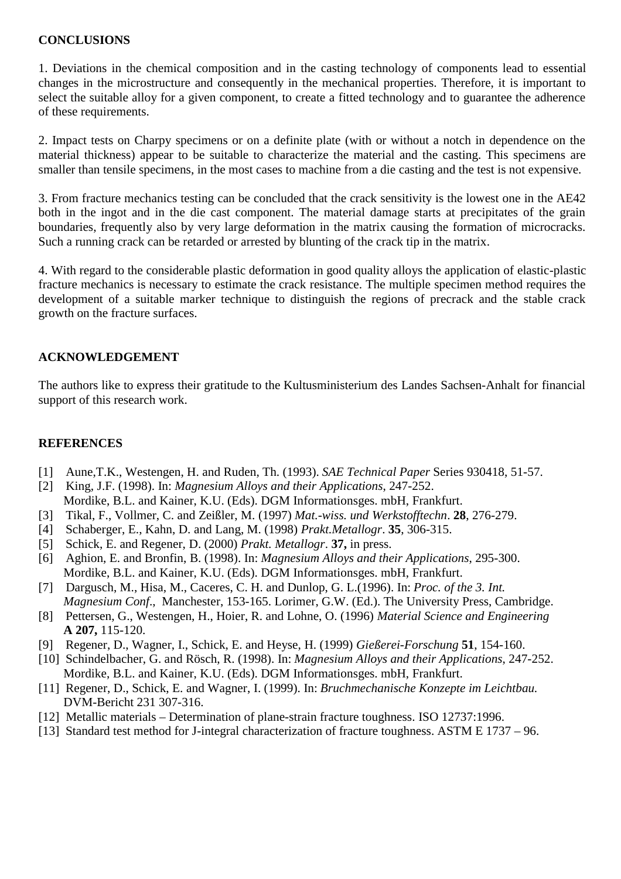## CONCLUSIONS

1. Deviations in the chemical composition and in the casting technology of components lead to essential changes in the microstructure and consequently in the mechanical properties. Therefore, it is important to select the suitable alloy for a given component, to create a fitted technology and to guarantee the adherence of these requirements.

2. Impact tests on Charpy specimens or on a definite plate (with or without a notch in dependence on the material thickness) appear to be suitable to characterize the material and the casting. This specimens are smaller than tensile specimens, in the most cases to machine from a die casting and the test is not expensive.

3. From fracture mechanics testing can be concluded that the crack sensitivity is the lowest one in the AE42 both in the ingot and in the die cast component. The material damage starts at precipitates of the grain boundaries, frequently also by very large deformation in the matrix causing the formation of microcracks. Such a running crack can be retarded or arrested by blunting of the crack tip in the matrix.

4. With regard to the considerable plastic deformation in good quality alloys the application of elastic-plastic fracture mechanics is necessary to estimate the crack resistance. The multiple specimen method requires the development of a suitable marker technique to distinguish the regions of precrack and the stable crack growth on the fracture surfaces.

## ACKNOWLEDGEMENT

The authors like to express their gratitude to the Kultusministerium des Landes Sachsen-Anhalt for financial support of this research work.

## REFERENCES

[1] Aune,T.K., Westengen, H. and Ruden, Th. (1993). *SAE Technical Paper* Series 930418, 51-57.

[2] King, J.F. (1998). In: *Magnesium Alloys and their Applications*, 247-252. Mordike, B.L. and Kainer, K.U. (Eds). DGM Informationsges. mbH, Frankfurt.

[3] Tikal, F., Vollmer, C. and Zeißler, M. (1997) *Mat.-wiss. und Werkstofftechn*. **28**, 276-279.

[4] Schaberger, E., Kahn, D. and Lang, M. (1998) *Prakt.Metallogr*. **35**, 306-315.

[5] Schick, E. and Regener, D. (2000) *Prakt. Metallogr*. **37,** in press.

[6] Aghion, E. and Bronfin, B. (1998). In: *Magnesium Alloys and their Applications*, 295-300. Mordike, B.L. and Kainer, K.U. (Eds). DGM Informationsges. mbH, Frankfurt.

[7] Dargusch, M., Hisa, M., Caceres, C. H. and Dunlop, G. L.(1996). In: *Proc. of the 3. Int. Magnesium Conf*., Manchester, 153-165. Lorimer, G.W. (Ed.). The University Press, Cambridge.

[8] Pettersen, G., Westengen, H., Hoier, R. and Lohne, O. (1996) *Material Science and Engineering* **A 207,** 115-120.

[9] Regener, D., Wagner, I., Schick, E. and Heyse, H. (1999) *Gießerei-Forschung* **51**, 154-160.

[10] Schindelbacher, G. and Rösch, R. (1998). In: *Magnesium Alloys and their Applications*, 247-252. Mordike, B.L. and Kainer, K.U. (Eds). DGM Informationsges. mbH, Frankfurt.

[11] Regener, D., Schick, E. and Wagner, I. (1999). In: *Bruchmechanische Konzepte im Leichtbau.* DVM-Bericht 231 307-316.

[12] Metallic materials – Determination of plane-strain fracture toughness. ISO 12737:1996.

[13] Standard test method for J-integral characterization of fracture toughness. ASTM E 1737 – 96.